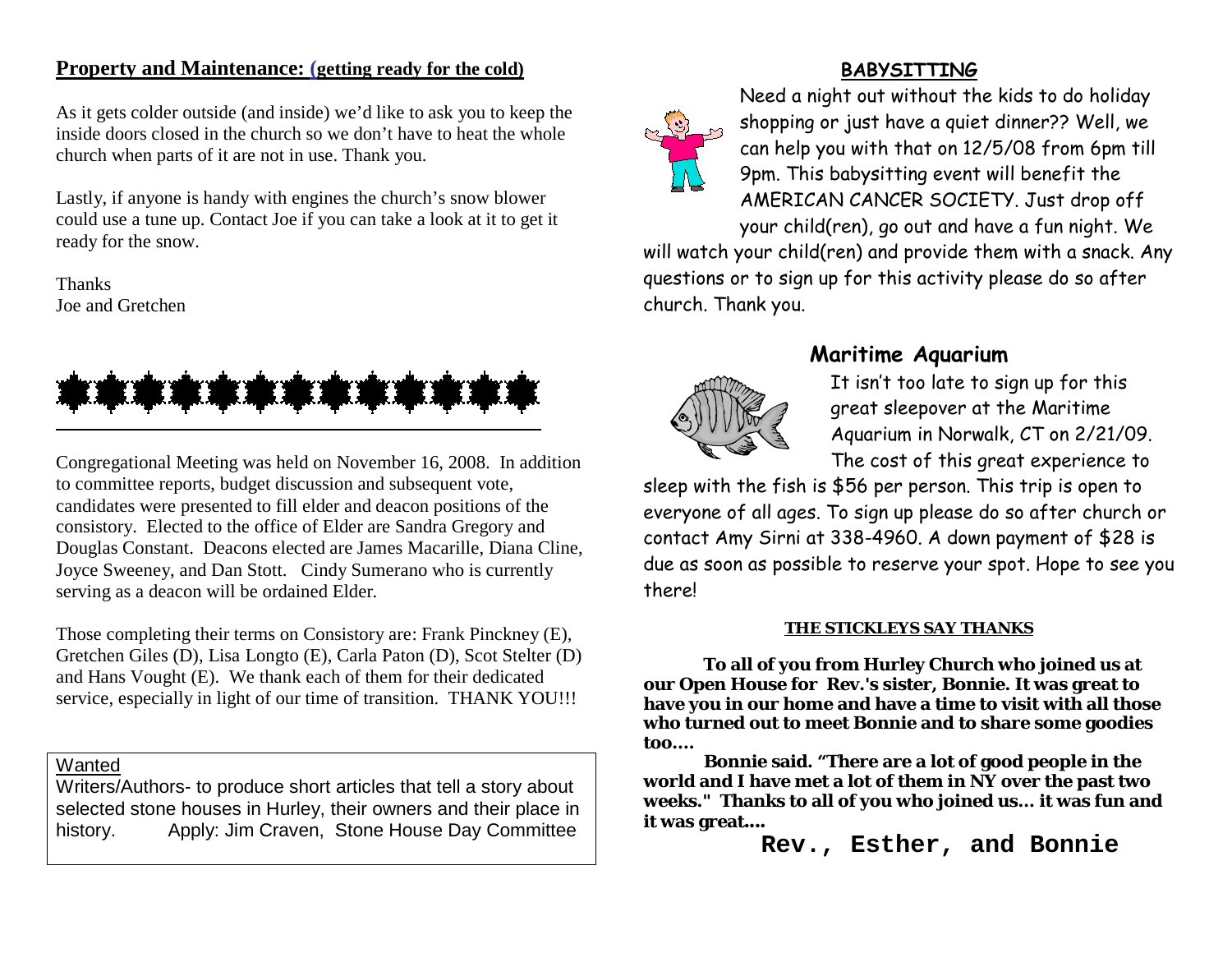## Property and Maintenance: (getting ready for the cold)

As it gets colder outside (and inside) we'd like to ask you to keep the inside doors closed in the church so we don't have to heat the whole church when parts of it are not in use. Thank you.

Lastly, if anyone is handy with engines the church's snow blower could use a tune up. Contact Joe if you can take a look at it to get it ready for the snow.

Thanks
Joe and Gretchen

---

Congregational Meeting was held on November 16, 2008. In addition to committee reports, budget discussion and subsequent vote, candidates were presented to fill elder and deacon positions of the consistory. Elected to the office of Elder are Sandra Gregory and Douglas Constant. Deacons elected are James Macarille, Diana Cline, Joyce Sweeney, and Dan Stott. Cindy Sumerano who is currently serving as a deacon will be ordained Elder.

Those completing their terms on Consistory are: Frank Pinckney (E), Gretchen Giles (D), Lisa Longto (E), Carla Paton (D), Scot Stelter (D) and Hans Vought (E). We thank each of them for their dedicated service, especially in light of our time of transition. THANK YOU!!!

Wanted
Writers/Authors- to produce short articles that tell a story about selected stone houses in Hurley, their owners and their place in history. Apply: Jim Craven, Stone House Day Committee

## BABYSITTING

Need a night out without the kids to do holiday shopping or just have a quiet dinner?? Well, we can help you with that on 12/5/08 from 6pm till 9pm. This babysitting event will benefit the AMERICAN CANCER SOCIETY. Just drop off your child(ren), go out and have a fun night. We will watch your child(ren) and provide them with a snack. Any questions or to sign up for this activity please do so after church. Thank you.

## Maritime Aquarium

It isn't too late to sign up for this great sleepover at the Maritime Aquarium in Norwalk, CT on 2/21/09. The cost of this great experience to sleep with the fish is $56 per person. This trip is open to everyone of all ages. To sign up please do so after church or contact Amy Sirni at 338-4960. A down payment of $28 is due as soon as possible to reserve your spot. Hope to see you there!

### THE STICKLEYS SAY THANKS

**To all of you from Hurley Church who joined us at our Open House for Rev.'s sister, Bonnie. It was great to have you in our home and have a time to visit with all those who turned out to meet Bonnie and to share some goodies too....**

**Bonnie said. "There are a lot of good people in the world and I have met a lot of them in NY over the past two weeks." Thanks to all of you who joined us... it was fun and it was great....**

**Rev., Esther, and Bonnie**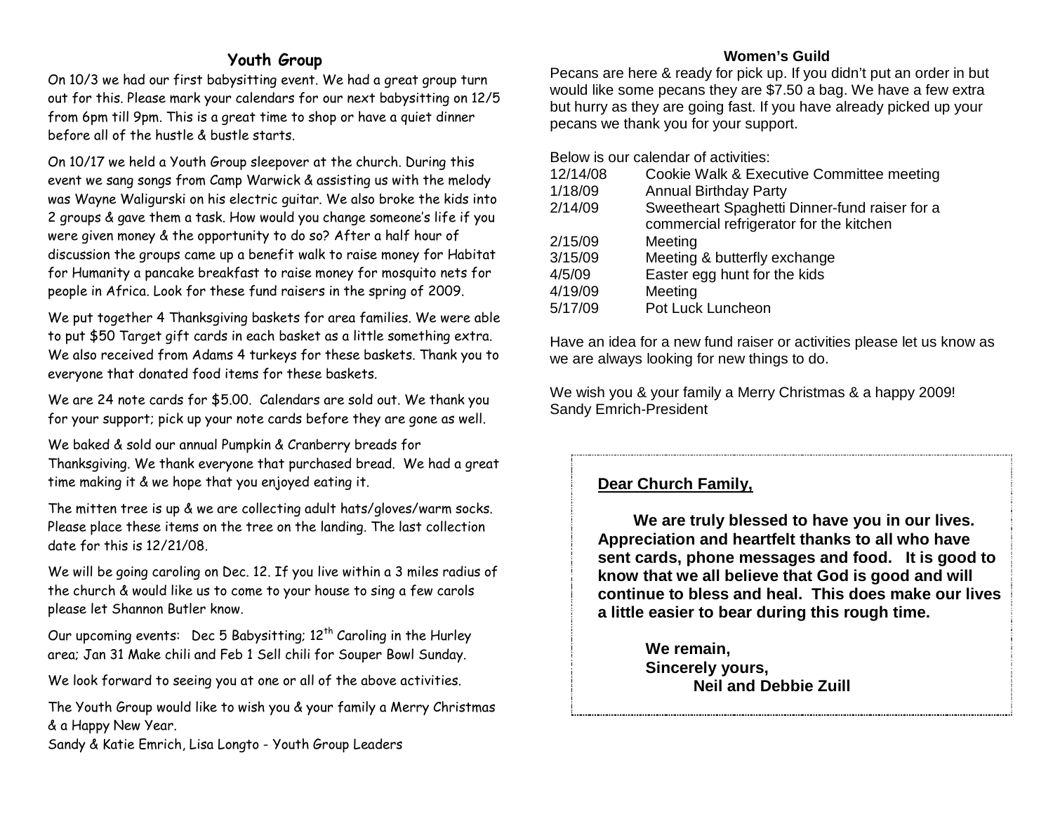## Youth Group

On 10/3 we had our first babysitting event. We had a great group turn out for this. Please mark your calendars for our next babysitting on 12/5 from 6pm till 9pm. This is a great time to shop or have a quiet dinner before all of the hustle & bustle starts.

On 10/17 we held a Youth Group sleepover at the church. During this event we sang songs from Camp Warwick & assisting us with the melody was Wayne Waligurski on his electric guitar. We also broke the kids into 2 groups & gave them a task. How would you change someone's life if you were given money & the opportunity to do so? After a half hour of discussion the groups came up a benefit walk to raise money for Habitat for Humanity a pancake breakfast to raise money for mosquito nets for people in Africa. Look for these fund raisers in the spring of 2009.

We put together 4 Thanksgiving baskets for area families. We were able to put $50 Target gift cards in each basket as a little something extra. We also received from Adams 4 turkeys for these baskets. Thank you to everyone that donated food items for these baskets.

We are 24 note cards for $5.00. Calendars are sold out. We thank you for your support; pick up your note cards before they are gone as well.

We baked & sold our annual Pumpkin & Cranberry breads for Thanksgiving. We thank everyone that purchased bread. We had a great time making it & we hope that you enjoyed eating it.

The mitten tree is up & we are collecting adult hats/gloves/warm socks. Please place these items on the tree on the landing. The last collection date for this is 12/21/08.

We will be going caroling on Dec. 12. If you live within a 3 miles radius of the church & would like us to come to your house to sing a few carols please let Shannon Butler know.

Our upcoming events: Dec 5 Babysitting; 12th Caroling in the Hurley area; Jan 31 Make chili and Feb 1 Sell chili for Souper Bowl Sunday.

We look forward to seeing you at one or all of the above activities.

The Youth Group would like to wish you & your family a Merry Christmas & a Happy New Year.
Sandy & Katie Emrich, Lisa Longto - Youth Group Leaders

## Women's Guild

Pecans are here & ready for pick up. If you didn't put an order in but would like some pecans they are $7.50 a bag. We have a few extra but hurry as they are going fast. If you have already picked up your pecans we thank you for your support.

Below is our calendar of activities:

| | |
|---|---|
| 12/14/08 | Cookie Walk & Executive Committee meeting |
| 1/18/09 | Annual Birthday Party |
| 2/14/09 | Sweetheart Spaghetti Dinner-fund raiser for a commercial refrigerator for the kitchen |
| 2/15/09 | Meeting |
| 3/15/09 | Meeting & butterfly exchange |
| 4/5/09 | Easter egg hunt for the kids |
| 4/19/09 | Meeting |
| 5/17/09 | Pot Luck Luncheon |

Have an idea for a new fund raiser or activities please let us know as we are always looking for new things to do.

We wish you & your family a Merry Christmas & a happy 2009!
Sandy Emrich-President

**Dear Church Family,**

**We are truly blessed to have you in our lives. Appreciation and heartfelt thanks to all who have sent cards, phone messages and food. It is good to know that we all believe that God is good and will continue to bless and heal. This does make our lives a little easier to bear during this rough time.**

**We remain,**
**Sincerely yours,**
**Neil and Debbie Zuill**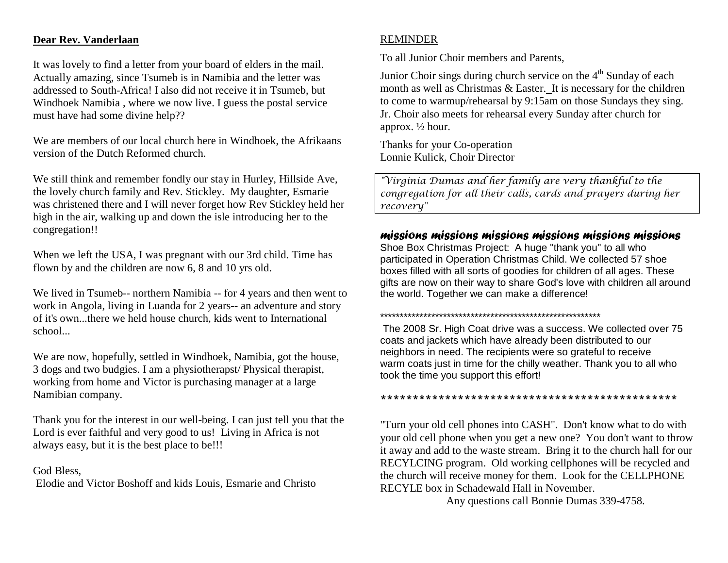**Dear Rev. Vanderlaan**

It was lovely to find a letter from your board of elders in the mail. Actually amazing, since Tsumeb is in Namibia and the letter was addressed to South-Africa! I also did not receive it in Tsumeb, but Windhoek Namibia , where we now live. I guess the postal service must have had some divine help??

We are members of our local church here in Windhoek, the Afrikaans version of the Dutch Reformed church.

We still think and remember fondly our stay in Hurley, Hillside Ave, the lovely church family and Rev. Stickley. My daughter, Esmarie was christened there and I will never forget how Rev Stickley held her high in the air, walking up and down the isle introducing her to the congregation!!

When we left the USA, I was pregnant with our 3rd child. Time has flown by and the children are now 6, 8 and 10 yrs old.

We lived in Tsumeb-- northern Namibia -- for 4 years and then went to work in Angola, living in Luanda for 2 years-- an adventure and story of it's own...there we held house church, kids went to International school...

We are now, hopefully, settled in Windhoek, Namibia, got the house, 3 dogs and two budgies. I am a physiotherapst/ Physical therapist, working from home and Victor is purchasing manager at a large Namibian company.

Thank you for the interest in our well-being. I can just tell you that the Lord is ever faithful and very good to us! Living in Africa is not always easy, but it is the best place to be!!!

God Bless,
Elodie and Victor Boshoff and kids Louis, Esmarie and Christo

REMINDER

To all Junior Choir members and Parents,

Junior Choir sings during church service on the 4th Sunday of each month as well as Christmas & Easter. It is necessary for the children to come to warmup/rehearsal by 9:15am on those Sundays they sing. Jr. Choir also meets for rehearsal every Sunday after church for approx. ½ hour.

Thanks for your Co-operation
Lonnie Kulick, Choir Director

*"Virginia Dumas and her family are very thankful to the congregation for all their calls, cards and prayers during her recovery"*

***missions missions missions missions missions missions***

Shoe Box Christmas Project: A huge "thank you" to all who participated in Operation Christmas Child. We collected 57 shoe boxes filled with all sorts of goodies for children of all ages. These gifts are now on their way to share God's love with children all around the world. Together we can make a difference!

**********************************************************

The 2008 Sr. High Coat drive was a success. We collected over 75 coats and jackets which have already been distributed to our neighbors in need. The recipients were so grateful to receive warm coats just in time for the chilly weather. Thank you to all who took the time you support this effort!

***********************************************

"Turn your old cell phones into CASH". Don't know what to do with your old cell phone when you get a new one? You don't want to throw it away and add to the waste stream. Bring it to the church hall for our RECYLCING program. Old working cellphones will be recycled and the church will receive money for them. Look for the CELLPHONE RECYLE box in Schadewald Hall in November.

Any questions call Bonnie Dumas 339-4758.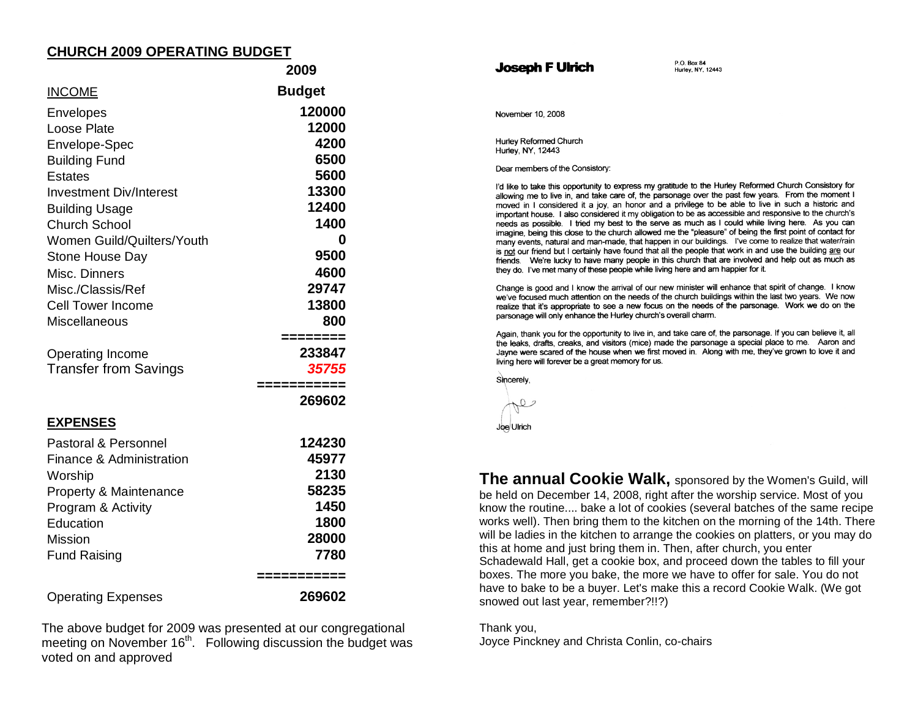## CHURCH 2009 OPERATING BUDGET

| INCOME | 2009 Budget |
|---|---|
| Envelopes | 120000 |
| Loose Plate | 12000 |
| Envelope-Spec | 4200 |
| Building Fund | 6500 |
| Estates | 5600 |
| Investment Div/Interest | 13300 |
| Building Usage | 12400 |
| Church School | 1400 |
| Women Guild/Quilters/Youth | 0 |
| Stone House Day | 9500 |
| Misc. Dinners | 4600 |
| Misc./Classis/Ref | 29747 |
| Cell Tower Income | 13800 |
| Miscellaneous | 800 |
| | ======== |
| Operating Income | 233847 |
| Transfer from Savings | *35755* |
| | =========== |
| | 269602 |

| EXPENSES | |
|---|---|
| Pastoral & Personnel | 124230 |
| Finance & Administration | 45977 |
| Worship | 2130 |
| Property & Maintenance | 58235 |
| Program & Activity | 1450 |
| Education | 1800 |
| Mission | 28000 |
| Fund Raising | 7780 |
| | =========== |
| Operating Expenses | 269602 |

The above budget for 2009 was presented at our congregational meeting on November 16th. Following discussion the budget was voted on and approved

**Joseph F Ulrich**

P.O. Box 84
Hurley, NY, 12443

November 10, 2008

Hurley Reformed Church
Hurley, NY, 12443

Dear members of the Consistory:

I'd like to take this opportunity to express my gratitude to the Hurley Reformed Church Consistory for allowing me to live in, and take care of, the parsonage over the past few years. From the moment I moved in I considered it a joy, an honor and a privilege to be able to live in such a historic and important house. I also considered it my obligation to be as accessible and responsive to the church's needs as possible. I tried my best to the serve as much as I could while living here. As you can imagine, being this close to the church allowed me the "pleasure" of being the first point of contact for many events, natural and man-made, that happen in our buildings. I've come to realize that water/rain is not our friend but I certainly have found that all the people that work in and use the building are our friends. We're lucky to have many people in this church that are involved and help out as much as they do. I've met many of these people while living here and am happier for it.

Change is good and I know the arrival of our new minister will enhance that spirit of change. I know we've focused much attention on the needs of the church buildings within the last two years. We now realize that it's appropriate to see a new focus on the needs of the parsonage. Work we do on the parsonage will only enhance the Hurley church's overall charm.

Again, thank you for the opportunity to live in, and take care of, the parsonage. If you can believe it, all the leaks, drafts, creaks, and visitors (mice) made the parsonage a special place to me. Aaron and Jayne were scared of the house when we first moved in. Along with me, they've grown to love it and living here will forever be a great memory for us.

Sincerely,

Joe Ulrich

**The annual Cookie Walk,** sponsored by the Women's Guild, will be held on December 14, 2008, right after the worship service. Most of you know the routine.... bake a lot of cookies (several batches of the same recipe works well). Then bring them to the kitchen on the morning of the 14th. There will be ladies in the kitchen to arrange the cookies on platters, or you may do this at home and just bring them in. Then, after church, you enter Schadewald Hall, get a cookie box, and proceed down the tables to fill your boxes. The more you bake, the more we have to offer for sale. You do not have to bake to be a buyer. Let's make this a record Cookie Walk. (We got snowed out last year, remember?!!?)

Thank you,
Joyce Pinckney and Christa Conlin, co-chairs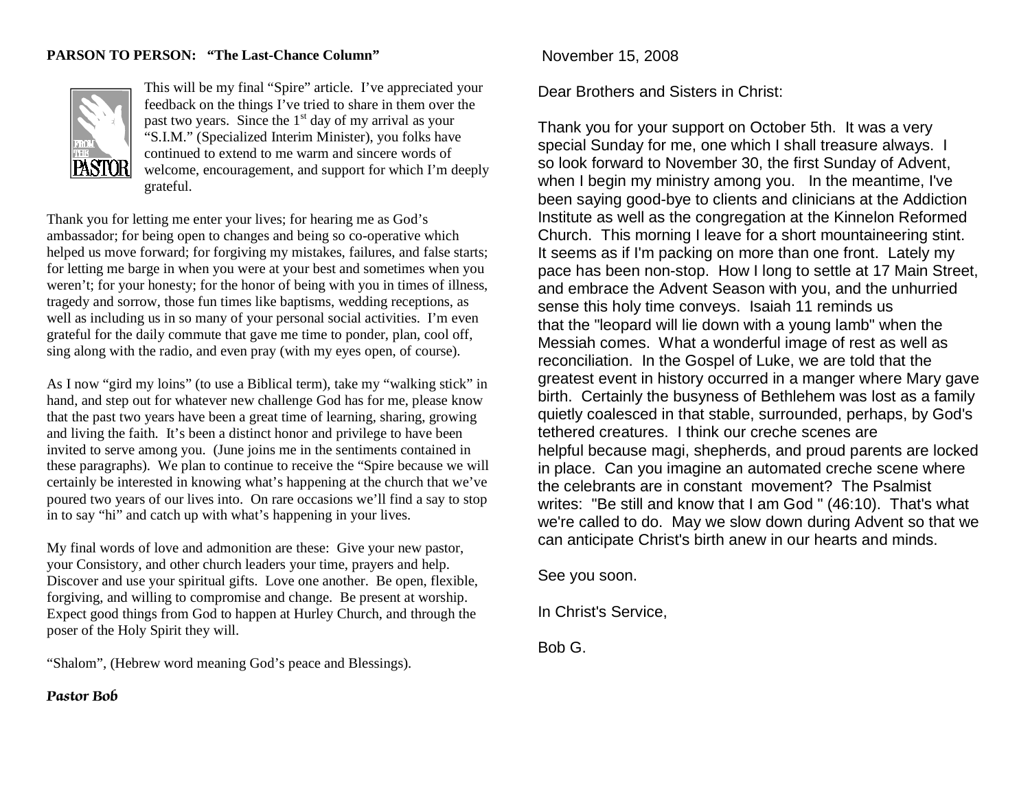**PARSON TO PERSON: "The Last-Chance Column"**

This will be my final "Spire" article. I've appreciated your feedback on the things I've tried to share in them over the past two years. Since the 1st day of my arrival as your "S.I.M." (Specialized Interim Minister), you folks have continued to extend to me warm and sincere words of welcome, encouragement, and support for which I'm deeply grateful.

Thank you for letting me enter your lives; for hearing me as God's ambassador; for being open to changes and being so co-operative which helped us move forward; for forgiving my mistakes, failures, and false starts; for letting me barge in when you were at your best and sometimes when you weren't; for your honesty; for the honor of being with you in times of illness, tragedy and sorrow, those fun times like baptisms, wedding receptions, as well as including us in so many of your personal social activities. I'm even grateful for the daily commute that gave me time to ponder, plan, cool off, sing along with the radio, and even pray (with my eyes open, of course).

As I now "gird my loins" (to use a Biblical term), take my "walking stick" in hand, and step out for whatever new challenge God has for me, please know that the past two years have been a great time of learning, sharing, growing and living the faith. It's been a distinct honor and privilege to have been invited to serve among you. (June joins me in the sentiments contained in these paragraphs). We plan to continue to receive the "Spire because we will certainly be interested in knowing what's happening at the church that we've poured two years of our lives into. On rare occasions we'll find a say to stop in to say "hi" and catch up with what's happening in your lives.

My final words of love and admonition are these: Give your new pastor, your Consistory, and other church leaders your time, prayers and help. Discover and use your spiritual gifts. Love one another. Be open, flexible, forgiving, and willing to compromise and change. Be present at worship. Expect good things from God to happen at Hurley Church, and through the poser of the Holy Spirit they will.

"Shalom", (Hebrew word meaning God's peace and Blessings).

***Pastor Bob***

November 15, 2008

Dear Brothers and Sisters in Christ:

Thank you for your support on October 5th. It was a very special Sunday for me, one which I shall treasure always. I so look forward to November 30, the first Sunday of Advent, when I begin my ministry among you. In the meantime, I've been saying good-bye to clients and clinicians at the Addiction Institute as well as the congregation at the Kinnelon Reformed Church. This morning I leave for a short mountaineering stint. It seems as if I'm packing on more than one front. Lately my pace has been non-stop. How I long to settle at 17 Main Street, and embrace the Advent Season with you, and the unhurried sense this holy time conveys. Isaiah 11 reminds us that the "leopard will lie down with a young lamb" when the Messiah comes. What a wonderful image of rest as well as reconciliation. In the Gospel of Luke, we are told that the greatest event in history occurred in a manger where Mary gave birth. Certainly the busyness of Bethlehem was lost as a family quietly coalesced in that stable, surrounded, perhaps, by God's tethered creatures. I think our creche scenes are helpful because magi, shepherds, and proud parents are locked in place. Can you imagine an automated creche scene where the celebrants are in constant movement? The Psalmist writes: "Be still and know that I am God " (46:10). That's what we're called to do. May we slow down during Advent so that we can anticipate Christ's birth anew in our hearts and minds.

See you soon.

In Christ's Service,

Bob G.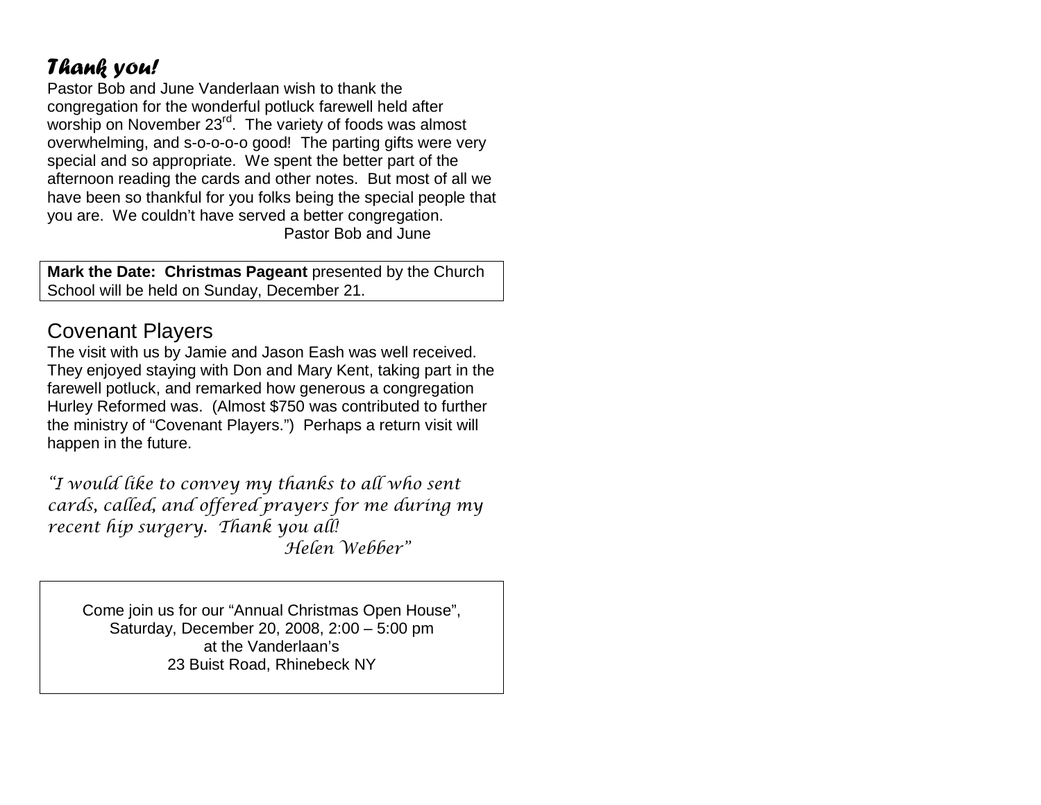## *Thank you!*

Pastor Bob and June Vanderlaan wish to thank the congregation for the wonderful potluck farewell held after worship on November 23rd. The variety of foods was almost overwhelming, and s-o-o-o-o good! The parting gifts were very special and so appropriate. We spent the better part of the afternoon reading the cards and other notes. But most of all we have been so thankful for you folks being the special people that you are. We couldn't have served a better congregation.

Pastor Bob and June

**Mark the Date: Christmas Pageant** presented by the Church School will be held on Sunday, December 21.

## Covenant Players

The visit with us by Jamie and Jason Eash was well received. They enjoyed staying with Don and Mary Kent, taking part in the farewell potluck, and remarked how generous a congregation Hurley Reformed was. (Almost $750 was contributed to further the ministry of "Covenant Players.") Perhaps a return visit will happen in the future.

*"I would like to convey my thanks to all who sent cards, called, and offered prayers for me during my recent hip surgery. Thank you all!*

*Helen Webber"*

Come join us for our "Annual Christmas Open House",
Saturday, December 20, 2008, 2:00 – 5:00 pm
at the Vanderlaan's
23 Buist Road, Rhinebeck NY